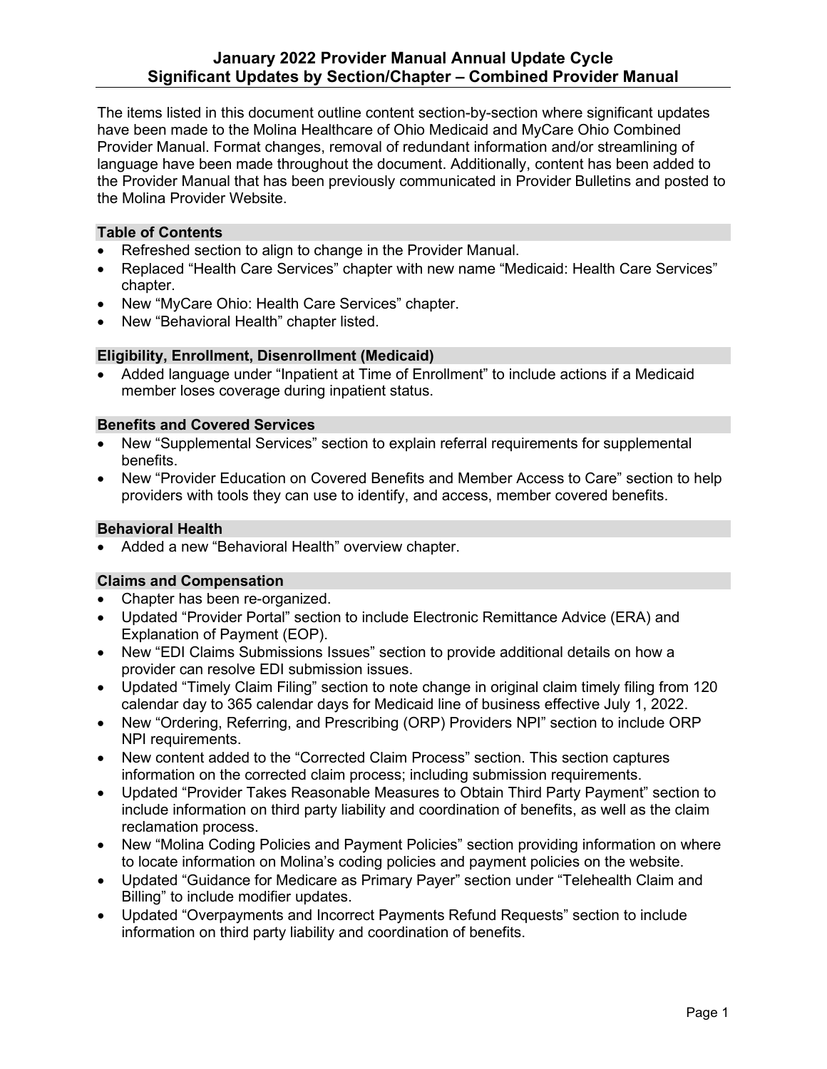# January 2022 Provider Manual Annual Update Cycle
# Significant Updates by Section/Chapter – Combined Provider Manual

The items listed in this document outline content section-by-section where significant updates have been made to the Molina Healthcare of Ohio Medicaid and MyCare Ohio Combined Provider Manual. Format changes, removal of redundant information and/or streamlining of language have been made throughout the document. Additionally, content has been added to the Provider Manual that has been previously communicated in Provider Bulletins and posted to the Molina Provider Website.

## Table of Contents

- Refreshed section to align to change in the Provider Manual.
- Replaced "Health Care Services" chapter with new name "Medicaid: Health Care Services" chapter.
- New "MyCare Ohio: Health Care Services" chapter.
- New "Behavioral Health" chapter listed.

## Eligibility, Enrollment, Disenrollment (Medicaid)

- Added language under "Inpatient at Time of Enrollment" to include actions if a Medicaid member loses coverage during inpatient status.

## Benefits and Covered Services

- New "Supplemental Services" section to explain referral requirements for supplemental benefits.
- New "Provider Education on Covered Benefits and Member Access to Care" section to help providers with tools they can use to identify, and access, member covered benefits.

## Behavioral Health

- Added a new "Behavioral Health" overview chapter.

## Claims and Compensation

- Chapter has been re-organized.
- Updated "Provider Portal" section to include Electronic Remittance Advice (ERA) and Explanation of Payment (EOP).
- New "EDI Claims Submissions Issues" section to provide additional details on how a provider can resolve EDI submission issues.
- Updated "Timely Claim Filing" section to note change in original claim timely filing from 120 calendar day to 365 calendar days for Medicaid line of business effective July 1, 2022.
- New "Ordering, Referring, and Prescribing (ORP) Providers NPI" section to include ORP NPI requirements.
- New content added to the "Corrected Claim Process" section. This section captures information on the corrected claim process; including submission requirements.
- Updated "Provider Takes Reasonable Measures to Obtain Third Party Payment" section to include information on third party liability and coordination of benefits, as well as the claim reclamation process.
- New "Molina Coding Policies and Payment Policies" section providing information on where to locate information on Molina's coding policies and payment policies on the website.
- Updated "Guidance for Medicare as Primary Payer" section under "Telehealth Claim and Billing" to include modifier updates.
- Updated "Overpayments and Incorrect Payments Refund Requests" section to include information on third party liability and coordination of benefits.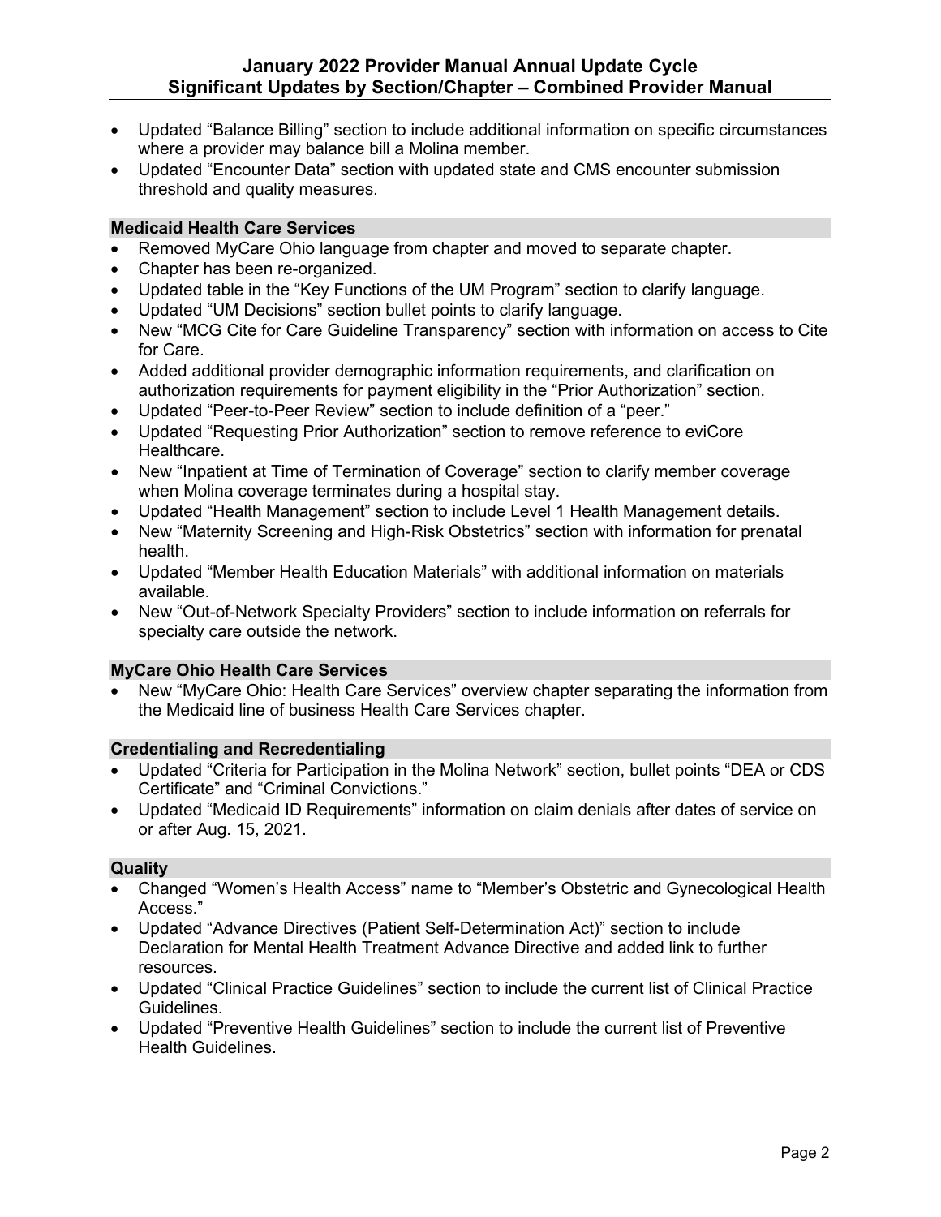- Updated "Balance Billing" section to include additional information on specific circumstances where a provider may balance bill a Molina member.
- Updated "Encounter Data" section with updated state and CMS encounter submission threshold and quality measures.

## Medicaid Health Care Services

- Removed MyCare Ohio language from chapter and moved to separate chapter.
- Chapter has been re-organized.
- Updated table in the "Key Functions of the UM Program" section to clarify language.
- Updated "UM Decisions" section bullet points to clarify language.
- New "MCG Cite for Care Guideline Transparency" section with information on access to Cite for Care.
- Added additional provider demographic information requirements, and clarification on authorization requirements for payment eligibility in the "Prior Authorization" section.
- Updated "Peer-to-Peer Review" section to include definition of a "peer."
- Updated "Requesting Prior Authorization" section to remove reference to eviCore Healthcare.
- New "Inpatient at Time of Termination of Coverage" section to clarify member coverage when Molina coverage terminates during a hospital stay.
- Updated "Health Management" section to include Level 1 Health Management details.
- New "Maternity Screening and High-Risk Obstetrics" section with information for prenatal health.
- Updated "Member Health Education Materials" with additional information on materials available.
- New "Out-of-Network Specialty Providers" section to include information on referrals for specialty care outside the network.

## MyCare Ohio Health Care Services

- New "MyCare Ohio: Health Care Services" overview chapter separating the information from the Medicaid line of business Health Care Services chapter.

## Credentialing and Recredentialing

- Updated "Criteria for Participation in the Molina Network" section, bullet points "DEA or CDS Certificate" and "Criminal Convictions."
- Updated "Medicaid ID Requirements" information on claim denials after dates of service on or after Aug. 15, 2021.

## Quality

- Changed "Women's Health Access" name to "Member's Obstetric and Gynecological Health Access."
- Updated "Advance Directives (Patient Self-Determination Act)" section to include Declaration for Mental Health Treatment Advance Directive and added link to further resources.
- Updated "Clinical Practice Guidelines" section to include the current list of Clinical Practice Guidelines.
- Updated "Preventive Health Guidelines" section to include the current list of Preventive Health Guidelines.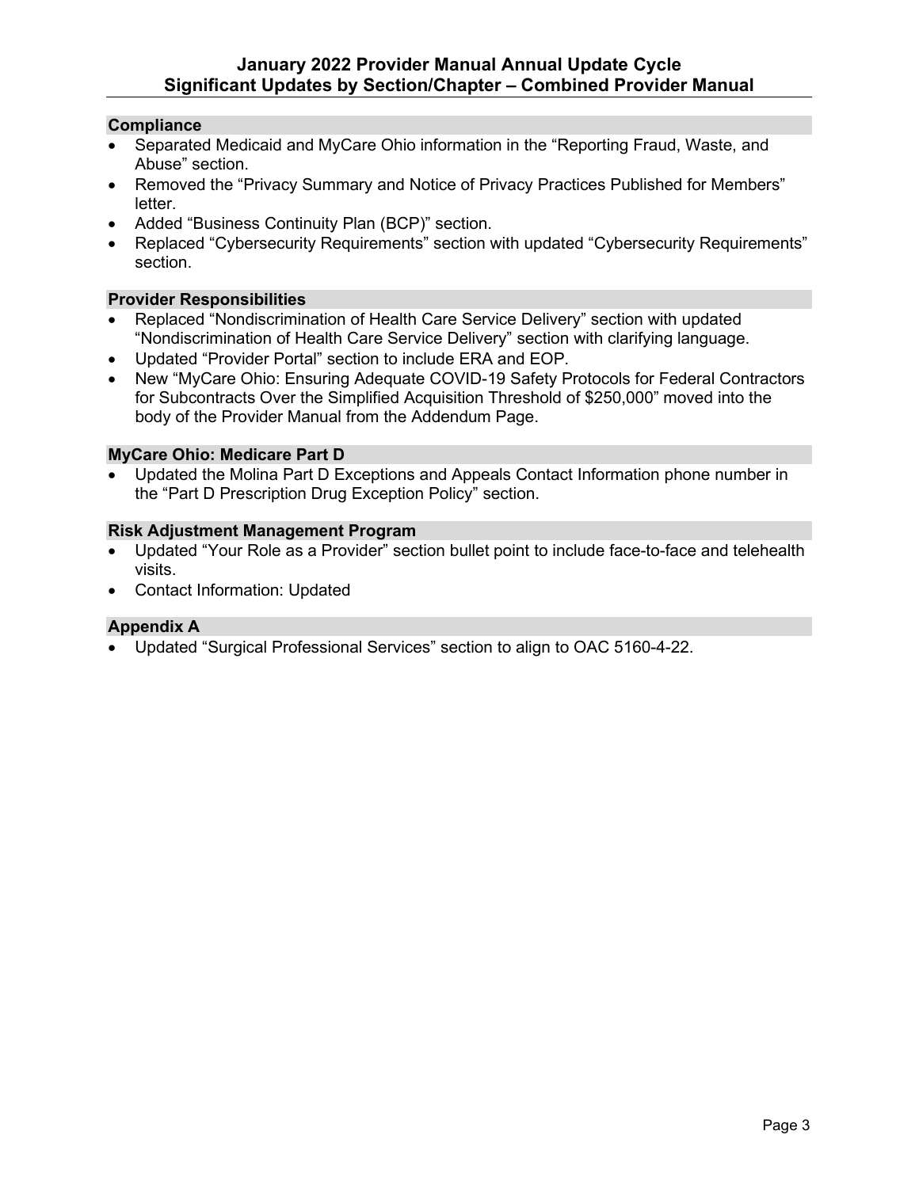## Compliance

- Separated Medicaid and MyCare Ohio information in the "Reporting Fraud, Waste, and Abuse" section.
- Removed the "Privacy Summary and Notice of Privacy Practices Published for Members" letter.
- Added "Business Continuity Plan (BCP)" section.
- Replaced "Cybersecurity Requirements" section with updated "Cybersecurity Requirements" section.

## Provider Responsibilities

- Replaced "Nondiscrimination of Health Care Service Delivery" section with updated "Nondiscrimination of Health Care Service Delivery" section with clarifying language.
- Updated "Provider Portal" section to include ERA and EOP.
- New "MyCare Ohio: Ensuring Adequate COVID-19 Safety Protocols for Federal Contractors for Subcontracts Over the Simplified Acquisition Threshold of $250,000" moved into the body of the Provider Manual from the Addendum Page.

## MyCare Ohio: Medicare Part D

- Updated the Molina Part D Exceptions and Appeals Contact Information phone number in the "Part D Prescription Drug Exception Policy" section.

## Risk Adjustment Management Program

- Updated "Your Role as a Provider" section bullet point to include face-to-face and telehealth visits.
- Contact Information: Updated

## Appendix A

- Updated "Surgical Professional Services" section to align to OAC 5160-4-22.